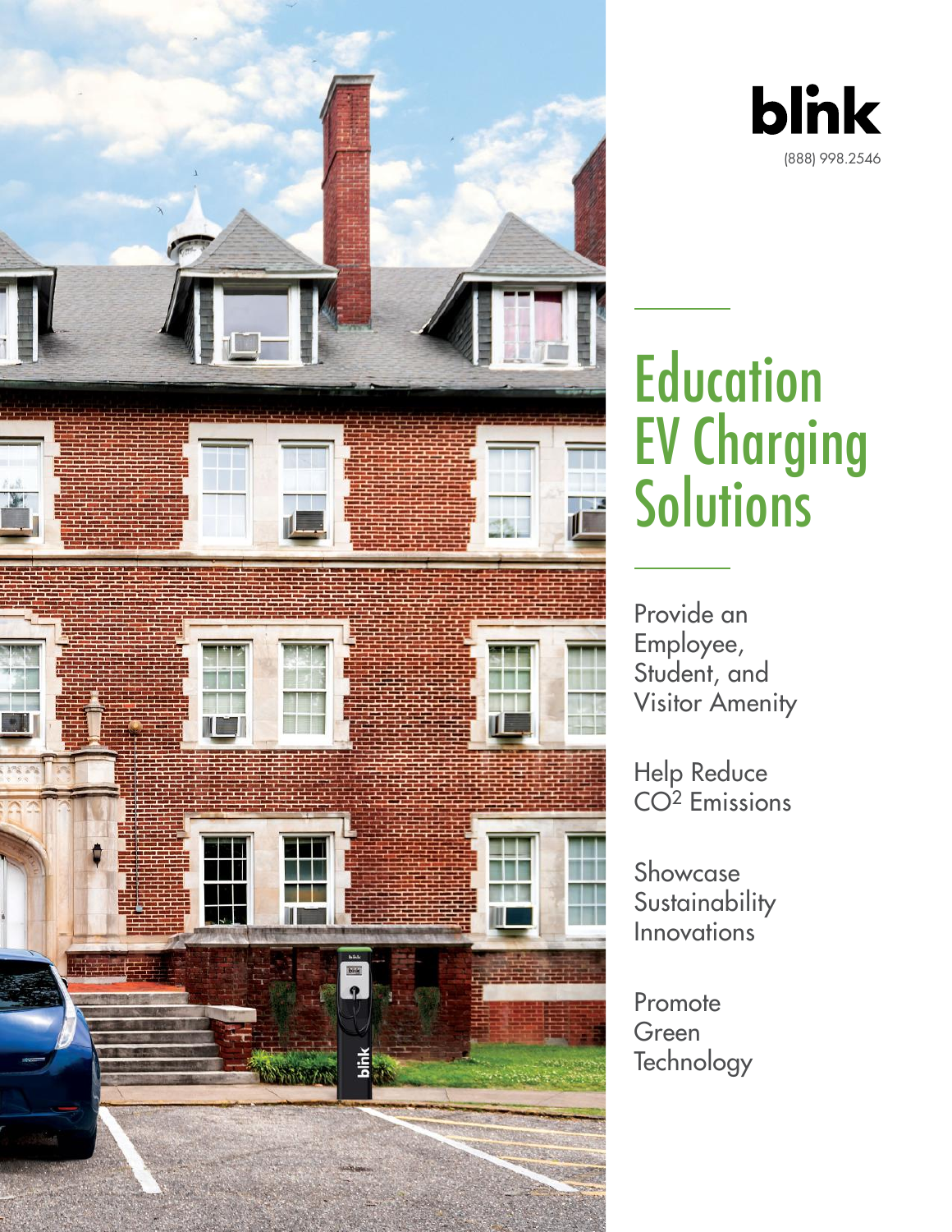blink

(888) 998.2546

# Education EV Charging Solutions

Provide an Employee, Student, and Visitor Amenity

Help Reduce $CO^2$ Emissions

Showcase Sustainability Innovations

Promote Green Technology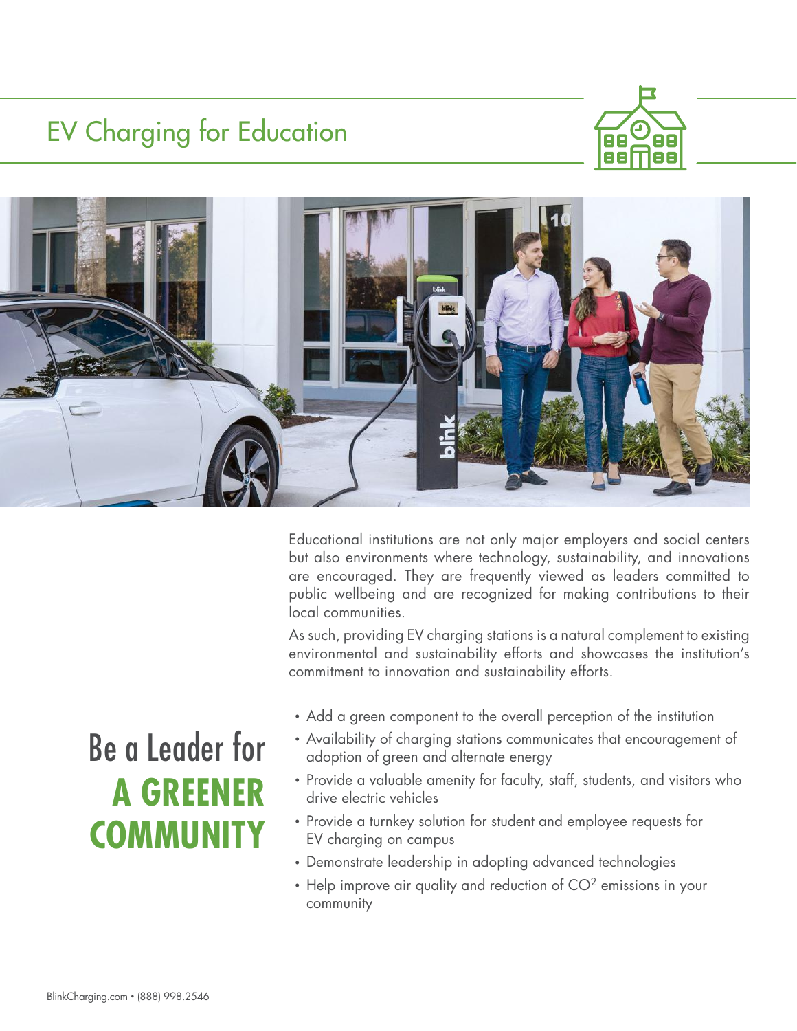# EV Charging for Education

Educational institutions are not only major employers and social centers but also environments where technology, sustainability, and innovations are encouraged. They are frequently viewed as leaders committed to public wellbeing and are recognized for making contributions to their local communities.

As such, providing EV charging stations is a natural complement to existing environmental and sustainability efforts and showcases the institution's commitment to innovation and sustainability efforts.

## Be a Leader for **A GREENER COMMUNITY**

- Add a green component to the overall perception of the institution
- Availability of charging stations communicates that encouragement of adoption of green and alternate energy
- Provide a valuable amenity for faculty, staff, students, and visitors who drive electric vehicles
- Provide a turnkey solution for student and employee requests for EV charging on campus
- Demonstrate leadership in adopting advanced technologies
- Help improve air quality and reduction of $CO^2$ emissions in your community

BlinkCharging.com • (888) 998.2546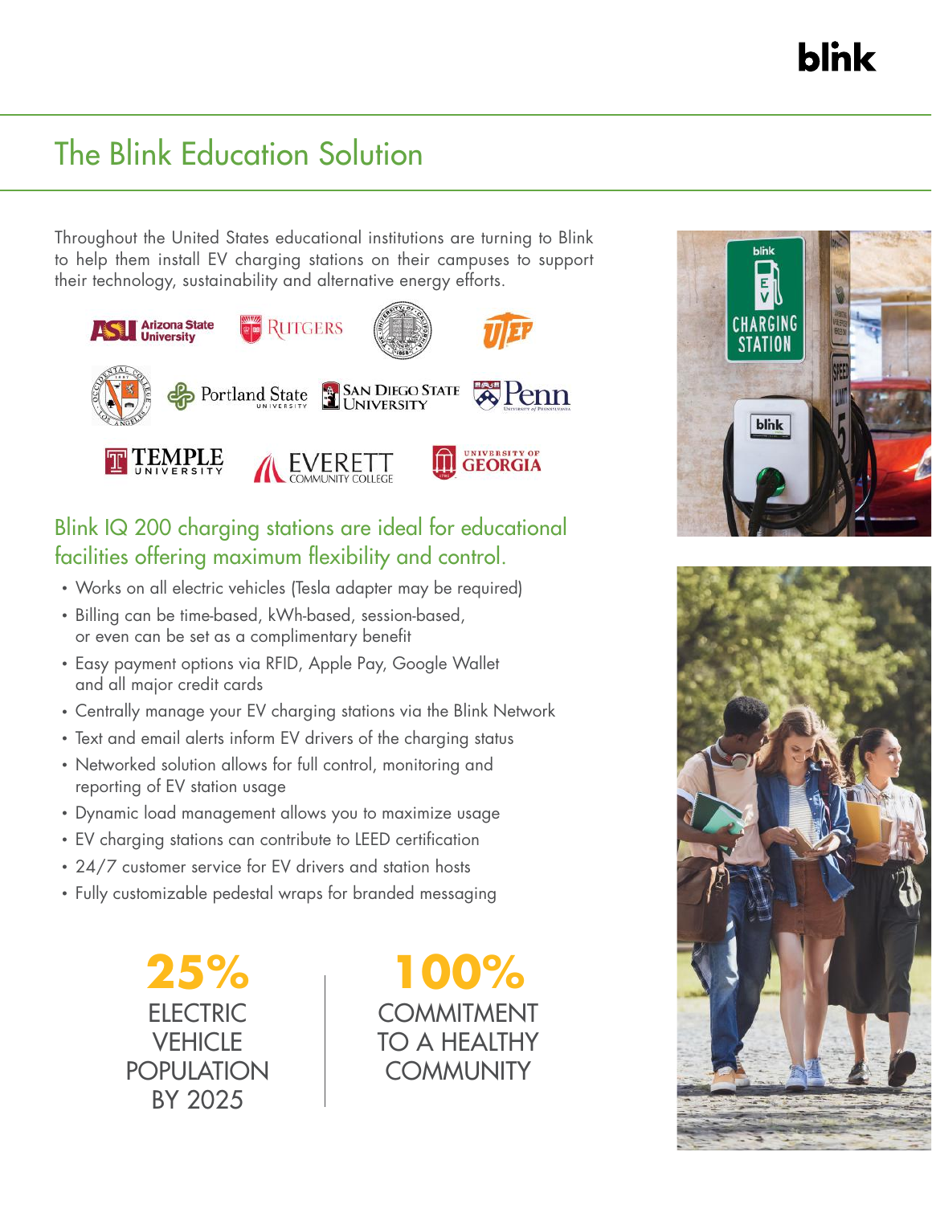# The Blink Education Solution

Throughout the United States educational institutions are turning to Blink to help them install EV charging stations on their campuses to support their technology, sustainability and alternative energy efforts.

## Blink IQ 200 charging stations are ideal for educational facilities offering maximum flexibility and control.

- Works on all electric vehicles (Tesla adapter may be required)
- Billing can be time-based, kWh-based, session-based, or even can be set as a complimentary benefit
- Easy payment options via RFID, Apple Pay, Google Wallet and all major credit cards
- Centrally manage your EV charging stations via the Blink Network
- Text and email alerts inform EV drivers of the charging status
- Networked solution allows for full control, monitoring and reporting of EV station usage
- Dynamic load management allows you to maximize usage
- EV charging stations can contribute to LEED certification
- 24/7 customer service for EV drivers and station hosts
- Fully customizable pedestal wraps for branded messaging

**25%**
ELECTRIC VEHICLE POPULATION BY 2025

**100%**
COMMITMENT TO A HEALTHY COMMUNITY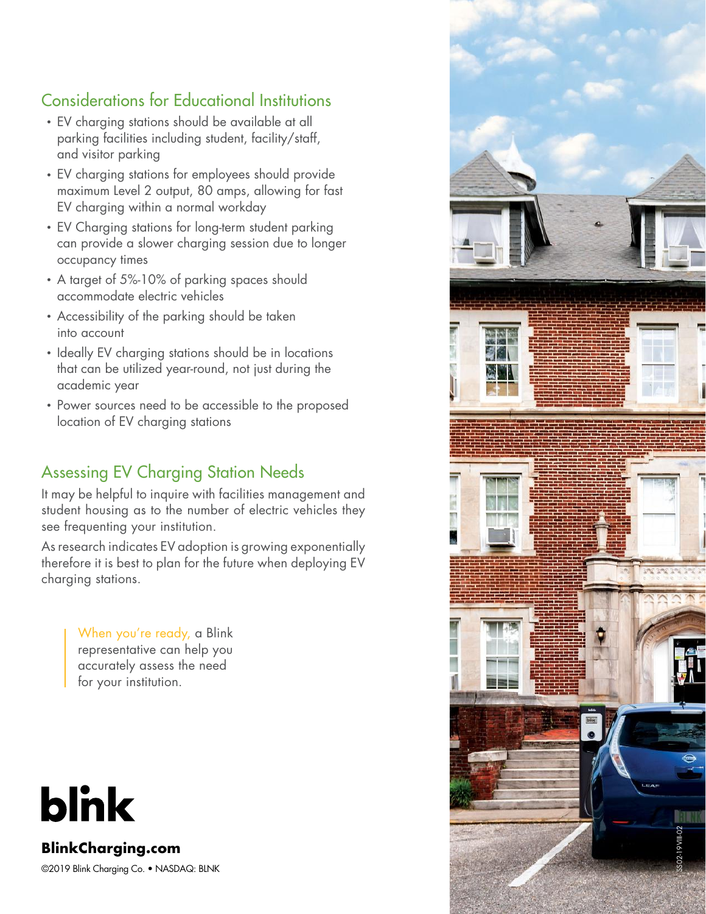## Considerations for Educational Institutions

- EV charging stations should be available at all parking facilities including student, facility/staff, and visitor parking
- EV charging stations for employees should provide maximum Level 2 output, 80 amps, allowing for fast EV charging within a normal workday
- EV Charging stations for long-term student parking can provide a slower charging session due to longer occupancy times
- A target of 5%-10% of parking spaces should accommodate electric vehicles
- Accessibility of the parking should be taken into account
- Ideally EV charging stations should be in locations that can be utilized year-round, not just during the academic year
- Power sources need to be accessible to the proposed location of EV charging stations

## Assessing EV Charging Station Needs

It may be helpful to inquire with facilities management and student housing as to the number of electric vehicles they see frequenting your institution.

As research indicates EV adoption is growing exponentially therefore it is best to plan for the future when deploying EV charging stations.

> When you're ready, a Blink representative can help you accurately assess the need for your institution.

**blink**

**BlinkCharging.com**

©2019 Blink Charging Co. • NASDAQ: BLNK

SS02-19 VIII-02